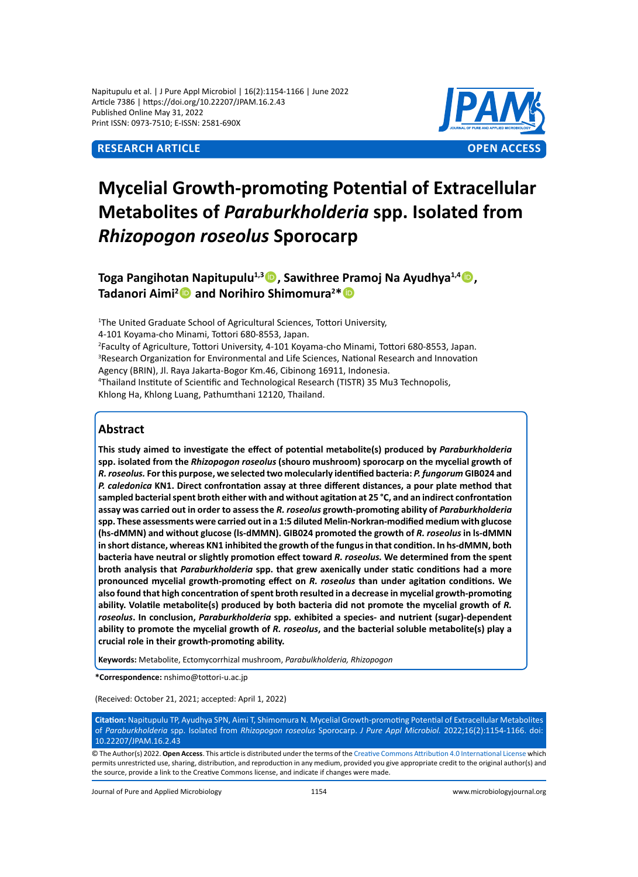Napitupulu et al. | J Pure Appl Microbiol | 16(2):1154-1166 | June 2022
Article 7386 | https://doi.org/10.22207/JPAM.16.2.43
Published Online May 31, 2022
Print ISSN: 0973-7510; E-ISSN: 2581-690X

**RESEARCH ARTICLE** **OPEN ACCESS**

# Mycelial Growth-promoting Potential of Extracellular Metabolites of *Paraburkholderia* spp. Isolated from *Rhizopogon roseolus* Sporocarp

**Toga Pangihotan Napitupulu[1,3], Sawithree Pramoj Na Ayudhya[1,4], Tadanori Aimi[2] and Norihiro Shimomura[2*]**

[1]The United Graduate School of Agricultural Sciences, Tottori University, 4-101 Koyama-cho Minami, Tottori 680-8553, Japan.
[2]Faculty of Agriculture, Tottori University, 4-101 Koyama-cho Minami, Tottori 680-8553, Japan.
[3]Research Organization for Environmental and Life Sciences, National Research and Innovation Agency (BRIN), Jl. Raya Jakarta-Bogor Km.46, Cibinong 16911, Indonesia.
[4]Thailand Institute of Scientific and Technological Research (TISTR) 35 Mu3 Technopolis, Khlong Ha, Khlong Luang, Pathumthani 12120, Thailand.

## Abstract

**This study aimed to investigate the effect of potential metabolite(s) produced by *Paraburkholderia* spp. isolated from the *Rhizopogon roseolus* (shouro mushroom) sporocarp on the mycelial growth of *R. roseolus.* For this purpose, we selected two molecularly identified bacteria: *P. fungorum* GIB024 and *P. caledonica* KN1. Direct confrontation assay at three different distances, a pour plate method that sampled bacterial spent broth either with and without agitation at 25 °C, and an indirect confrontation assay was carried out in order to assess the *R. roseolus* growth-promoting ability of *Paraburkholderia* spp. These assessments were carried out in a 1:5 diluted Melin-Norkran-modified medium with glucose (hs-dMMN) and without glucose (ls-dMMN). GIB024 promoted the growth of *R. roseolus* in ls-dMMN in short distance, whereas KN1 inhibited the growth of the fungus in that condition. In hs-dMMN, both bacteria have neutral or slightly promotion effect toward *R. roseolus.* We determined from the spent broth analysis that *Paraburkholderia* spp. that grew axenically under static conditions had a more pronounced mycelial growth-promoting effect on *R. roseolus* than under agitation conditions. We also found that high concentration of spent broth resulted in a decrease in mycelial growth-promoting ability. Volatile metabolite(s) produced by both bacteria did not promote the mycelial growth of *R. roseolus*. In conclusion, *Paraburkholderia* spp. exhibited a species- and nutrient (sugar)-dependent ability to promote the mycelial growth of *R. roseolus*, and the bacterial soluble metabolite(s) play a crucial role in their growth-promoting ability.**

**Keywords:** Metabolite, Ectomycorrhizal mushroom, *Parabulkholderia, Rhizopogon*

***Correspondence:** nshimo@tottori-u.ac.jp

(Received: October 21, 2021; accepted: April 1, 2022)

**Citation:** Napitupulu TP, Ayudhya SPN, Aimi T, Shimomura N. Mycelial Growth-promoting Potential of Extracellular Metabolites of *Paraburkholderia* spp. Isolated from *Rhizopogon roseolus* Sporocarp. *J Pure Appl Microbiol.* 2022;16(2):1154-1166. doi: 10.22207/JPAM.16.2.43

© The Author(s) 2022. **Open Access**. This article is distributed under the terms of the Creative Commons Attribution 4.0 International License which permits unrestricted use, sharing, distribution, and reproduction in any medium, provided you give appropriate credit to the original author(s) and the source, provide a link to the Creative Commons license, and indicate if changes were made.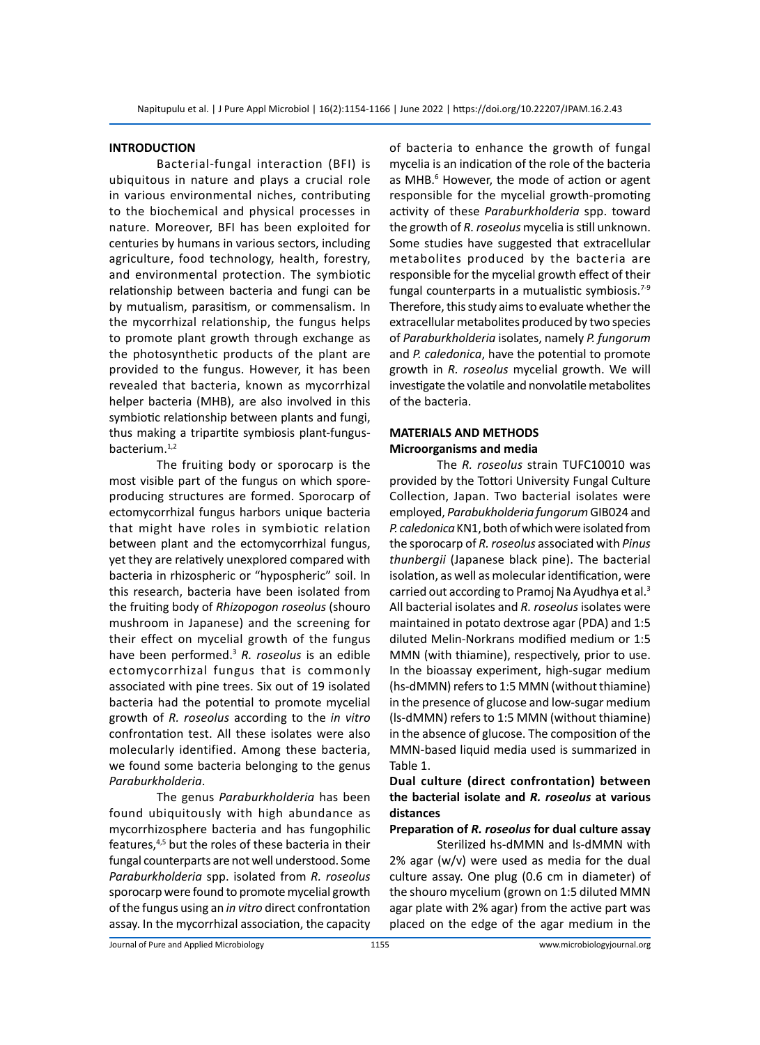## INTRODUCTION

Bacterial-fungal interaction (BFI) is ubiquitous in nature and plays a crucial role in various environmental niches, contributing to the biochemical and physical processes in nature. Moreover, BFI has been exploited for centuries by humans in various sectors, including agriculture, food technology, health, forestry, and environmental protection. The symbiotic relationship between bacteria and fungi can be by mutualism, parasitism, or commensalism. In the mycorrhizal relationship, the fungus helps to promote plant growth through exchange as the photosynthetic products of the plant are provided to the fungus. However, it has been revealed that bacteria, known as mycorrhizal helper bacteria (MHB), are also involved in this symbiotic relationship between plants and fungi, thus making a tripartite symbiosis plant-fungus-bacterium.[1,2]

The fruiting body or sporocarp is the most visible part of the fungus on which spore-producing structures are formed. Sporocarp of ectomycorrhizal fungus harbors unique bacteria that might have roles in symbiotic relation between plant and the ectomycorrhizal fungus, yet they are relatively unexplored compared with bacteria in rhizospheric or "hypospheric" soil. In this research, bacteria have been isolated from the fruiting body of *Rhizopogon roseolus* (shouro mushroom in Japanese) and the screening for their effect on mycelial growth of the fungus have been performed.[3] *R. roseolus* is an edible ectomycorrhizal fungus that is commonly associated with pine trees. Six out of 19 isolated bacteria had the potential to promote mycelial growth of *R. roseolus* according to the *in vitro* confrontation test. All these isolates were also molecularly identified. Among these bacteria, we found some bacteria belonging to the genus *Paraburkholderia*.

The genus *Paraburkholderia* has been found ubiquitously with high abundance as mycorrhizosphere bacteria and has fungophilic features,[4,5] but the roles of these bacteria in their fungal counterparts are not well understood. Some *Paraburkholderia* spp. isolated from *R. roseolus* sporocarp were found to promote mycelial growth of the fungus using an *in vitro* direct confrontation assay. In the mycorrhizal association, the capacity of bacteria to enhance the growth of fungal mycelia is an indication of the role of the bacteria as MHB.[6] However, the mode of action or agent responsible for the mycelial growth-promoting activity of these *Paraburkholderia* spp. toward the growth of *R. roseolus* mycelia is still unknown. Some studies have suggested that extracellular metabolites produced by the bacteria are responsible for the mycelial growth effect of their fungal counterparts in a mutualistic symbiosis.[7-9] Therefore, this study aims to evaluate whether the extracellular metabolites produced by two species of *Paraburkholderia* isolates, namely *P. fungorum* and *P. caledonica*, have the potential to promote growth in *R. roseolus* mycelial growth. We will investigate the volatile and nonvolatile metabolites of the bacteria.

## MATERIALS AND METHODS

### Microorganisms and media

The *R. roseolus* strain TUFC10010 was provided by the Tottori University Fungal Culture Collection, Japan. Two bacterial isolates were employed, *Parabukholderia fungorum* GIB024 and *P. caledonica* KN1, both of which were isolated from the sporocarp of *R. roseolus* associated with *Pinus thunbergii* (Japanese black pine). The bacterial isolation, as well as molecular identification, were carried out according to Pramoj Na Ayudhya et al.[3] All bacterial isolates and *R. roseolus* isolates were maintained in potato dextrose agar (PDA) and 1:5 diluted Melin-Norkrans modified medium or 1:5 MMN (with thiamine), respectively, prior to use. In the bioassay experiment, high-sugar medium (hs-dMMN) refers to 1:5 MMN (without thiamine) in the presence of glucose and low-sugar medium (ls-dMMN) refers to 1:5 MMN (without thiamine) in the absence of glucose. The composition of the MMN-based liquid media used is summarized in Table 1.

### Dual culture (direct confrontation) between the bacterial isolate and *R. roseolus* at various distances

#### Preparation of *R. roseolus* for dual culture assay

Sterilized hs-dMMN and ls-dMMN with 2% agar (w/v) were used as media for the dual culture assay. One plug (0.6 cm in diameter) of the shouro mycelium (grown on 1:5 diluted MMN agar plate with 2% agar) from the active part was placed on the edge of the agar medium in the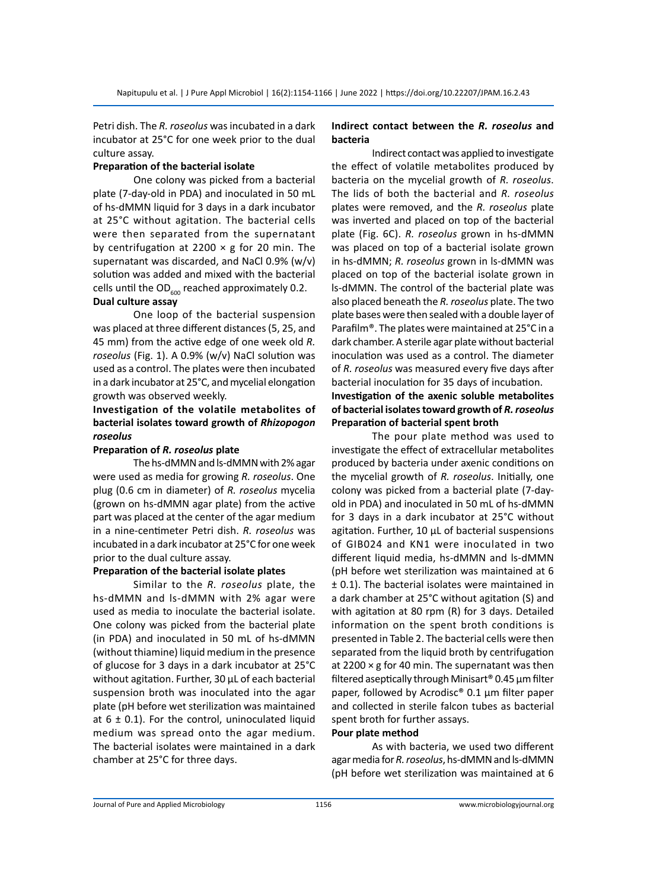Petri dish. The *R. roseolus* was incubated in a dark incubator at 25°C for one week prior to the dual culture assay.

**Preparation of the bacterial isolate**

One colony was picked from a bacterial plate (7-day-old in PDA) and inoculated in 50 mL of hs-dMMN liquid for 3 days in a dark incubator at 25°C without agitation. The bacterial cells were then separated from the supernatant by centrifugation at 2200 × g for 20 min. The supernatant was discarded, and NaCl 0.9% (w/v) solution was added and mixed with the bacterial cells until the $OD_{600}$ reached approximately 0.2.

**Dual culture assay**

One loop of the bacterial suspension was placed at three different distances (5, 25, and 45 mm) from the active edge of one week old *R. roseolus* (Fig. 1). A 0.9% (w/v) NaCl solution was used as a control. The plates were then incubated in a dark incubator at 25°C, and mycelial elongation growth was observed weekly.

## Investigation of the volatile metabolites of bacterial isolates toward growth of *Rhizopogon roseolus*

**Preparation of *R. roseolus* plate**

The hs-dMMN and ls-dMMN with 2% agar were used as media for growing *R. roseolus*. One plug (0.6 cm in diameter) of *R. roseolus* mycelia (grown on hs-dMMN agar plate) from the active part was placed at the center of the agar medium in a nine-centimeter Petri dish. *R. roseolus* was incubated in a dark incubator at 25°C for one week prior to the dual culture assay.

**Preparation of the bacterial isolate plates**

Similar to the *R. roseolus* plate, the hs-dMMN and ls-dMMN with 2% agar were used as media to inoculate the bacterial isolate. One colony was picked from the bacterial plate (in PDA) and inoculated in 50 mL of hs-dMMN (without thiamine) liquid medium in the presence of glucose for 3 days in a dark incubator at 25°C without agitation. Further, 30 µL of each bacterial suspension broth was inoculated into the agar plate (pH before wet sterilization was maintained at 6 ± 0.1). For the control, uninoculated liquid medium was spread onto the agar medium. The bacterial isolates were maintained in a dark chamber at 25°C for three days.

**Indirect contact between the *R. roseolus* and bacteria**

Indirect contact was applied to investigate the effect of volatile metabolites produced by bacteria on the mycelial growth of *R. roseolus*. The lids of both the bacterial and *R. roseolus* plates were removed, and the *R. roseolus* plate was inverted and placed on top of the bacterial plate (Fig. 6C). *R. roseolus* grown in hs-dMMN was placed on top of a bacterial isolate grown in hs-dMMN; *R. roseolus* grown in ls-dMMN was placed on top of the bacterial isolate grown in ls-dMMN. The control of the bacterial plate was also placed beneath the *R. roseolus* plate. The two plate bases were then sealed with a double layer of Parafilm®. The plates were maintained at 25°C in a dark chamber. A sterile agar plate without bacterial inoculation was used as a control. The diameter of *R. roseolus* was measured every five days after bacterial inoculation for 35 days of incubation.

## Investigation of the axenic soluble metabolites of bacterial isolates toward growth of *R. roseolus*

**Preparation of bacterial spent broth**

The pour plate method was used to investigate the effect of extracellular metabolites produced by bacteria under axenic conditions on the mycelial growth of *R. roseolus*. Initially, one colony was picked from a bacterial plate (7-day-old in PDA) and inoculated in 50 mL of hs-dMMN for 3 days in a dark incubator at 25°C without agitation. Further, 10 µL of bacterial suspensions of GIB024 and KN1 were inoculated in two different liquid media, hs-dMMN and ls-dMMN (pH before wet sterilization was maintained at 6 ± 0.1). The bacterial isolates were maintained in a dark chamber at 25°C without agitation (S) and with agitation at 80 rpm (R) for 3 days. Detailed information on the spent broth conditions is presented in Table 2. The bacterial cells were then separated from the liquid broth by centrifugation at 2200 × g for 40 min. The supernatant was then filtered aseptically through Minisart® 0.45 µm filter paper, followed by Acrodisc® 0.1 µm filter paper and collected in sterile falcon tubes as bacterial spent broth for further assays.

**Pour plate method**

As with bacteria, we used two different agar media for *R. roseolus*, hs-dMMN and ls-dMMN (pH before wet sterilization was maintained at 6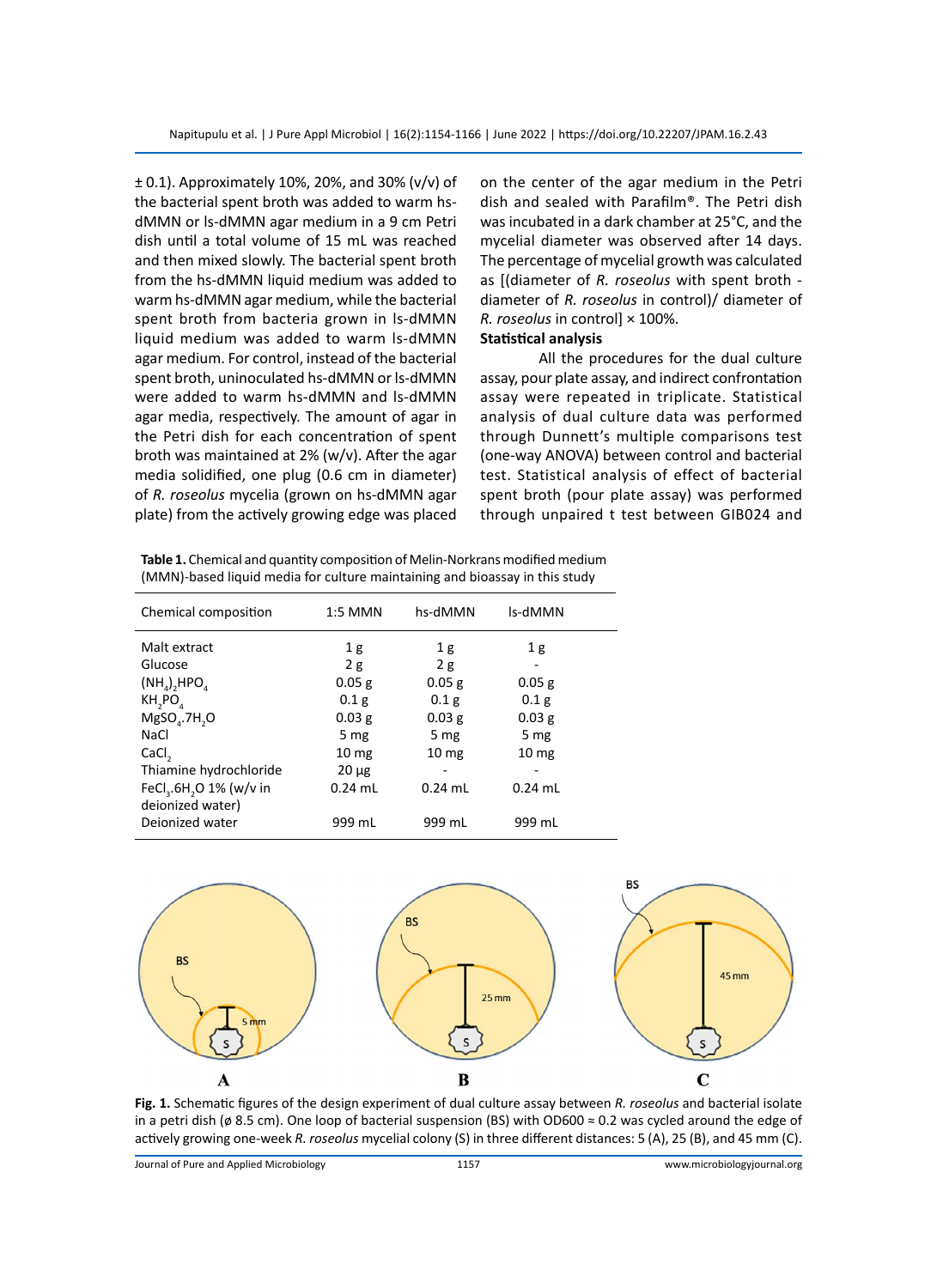± 0.1). Approximately 10%, 20%, and 30% (v/v) of the bacterial spent broth was added to warm hs-dMMN or ls-dMMN agar medium in a 9 cm Petri dish until a total volume of 15 mL was reached and then mixed slowly. The bacterial spent broth from the hs-dMMN liquid medium was added to warm hs-dMMN agar medium, while the bacterial spent broth from bacteria grown in ls-dMMN liquid medium was added to warm ls-dMMN agar medium. For control, instead of the bacterial spent broth, uninoculated hs-dMMN or ls-dMMN were added to warm hs-dMMN and ls-dMMN agar media, respectively. The amount of agar in the Petri dish for each concentration of spent broth was maintained at 2% (w/v). After the agar media solidified, one plug (0.6 cm in diameter) of *R. roseolus* mycelia (grown on hs-dMMN agar plate) from the actively growing edge was placed on the center of the agar medium in the Petri dish and sealed with Parafilm®. The Petri dish was incubated in a dark chamber at 25°C, and the mycelial diameter was observed after 14 days. The percentage of mycelial growth was calculated as [(diameter of *R. roseolus* with spent broth - diameter of *R. roseolus* in control)/ diameter of *R. roseolus* in control] × 100%.

**Statistical analysis**

All the procedures for the dual culture assay, pour plate assay, and indirect confrontation assay were repeated in triplicate. Statistical analysis of dual culture data was performed through Dunnett's multiple comparisons test (one-way ANOVA) between control and bacterial test. Statistical analysis of effect of bacterial spent broth (pour plate assay) was performed through unpaired t test between GIB024 and

**Table 1.** Chemical and quantity composition of Melin-Norkrans modified medium (MMN)-based liquid media for culture maintaining and bioassay in this study

| Chemical composition | 1:5 MMN | hs-dMMN | ls-dMMN |
|---|---|---|---|
| Malt extract | 1 g | 1 g | 1 g |
| Glucose | 2 g | 2 g | - |
| $(NH_4)_2HPO_4$ | 0.05 g | 0.05 g | 0.05 g |
| $KH_2PO_4$ | 0.1 g | 0.1 g | 0.1 g |
| $MgSO_4.7H_2O$ | 0.03 g | 0.03 g | 0.03 g |
| NaCl | 5 mg | 5 mg | 5 mg |
| $CaCl_2$ | 10 mg | 10 mg | 10 mg |
| Thiamine hydrochloride | 20 µg | - | - |
| $FeCl_3.6H_2O$ 1% (w/v in deionized water) | 0.24 mL | 0.24 mL | 0.24 mL |
| Deionized water | 999 mL | 999 mL | 999 mL |

**Fig. 1.** Schematic figures of the design experiment of dual culture assay between *R. roseolus* and bacterial isolate in a petri dish (ø 8.5 cm). One loop of bacterial suspension (BS) with OD600 ≈ 0.2 was cycled around the edge of actively growing one-week *R. roseolus* mycelial colony (S) in three different distances: 5 (A), 25 (B), and 45 mm (C).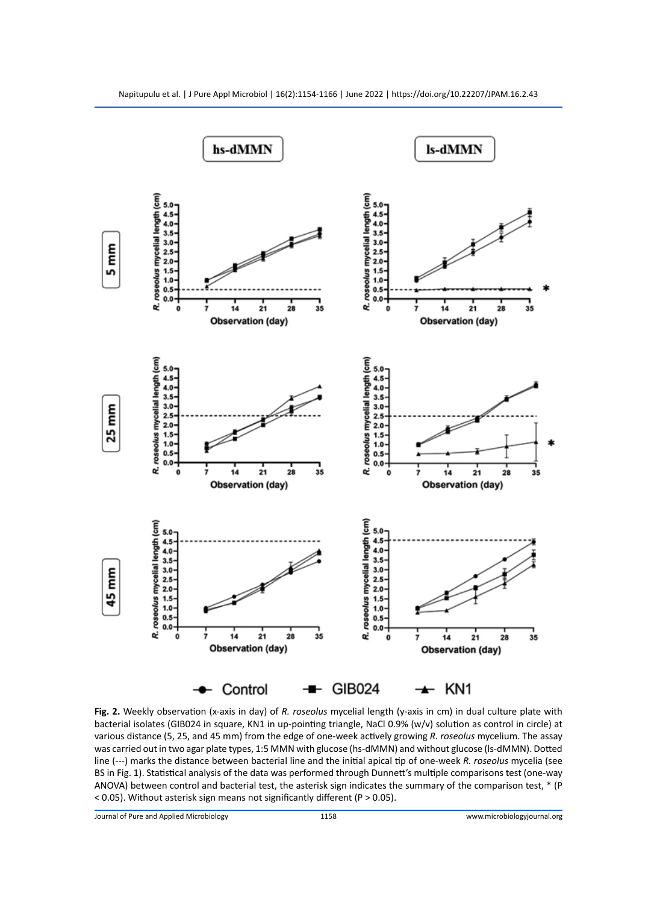**Fig. 2.** Weekly observation (x-axis in day) of *R. roseolus* mycelial length (y-axis in cm) in dual culture plate with bacterial isolates (GIB024 in square, KN1 in up-pointing triangle, NaCl 0.9% (w/v) solution as control in circle) at various distance (5, 25, and 45 mm) from the edge of one-week actively growing *R. roseolus* mycelium. The assay was carried out in two agar plate types, 1:5 MMN with glucose (hs-dMMN) and without glucose (ls-dMMN). Dotted line (---) marks the distance between bacterial line and the initial apical tip of one-week *R. roseolus* mycelia (see BS in Fig. 1). Statistical analysis of the data was performed through Dunnett's multiple comparisons test (one-way ANOVA) between control and bacterial test, the asterisk sign indicates the summary of the comparison test, * ($P < 0.05$). Without asterisk sign means not significantly different ($P > 0.05$).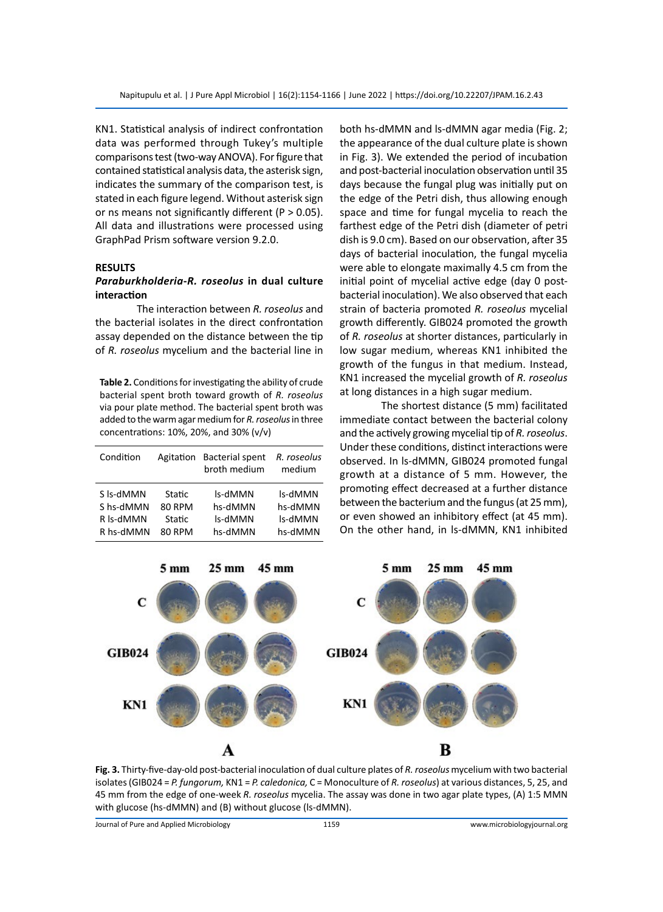KN1. Statistical analysis of indirect confrontation data was performed through Tukey's multiple comparisons test (two-way ANOVA). For figure that contained statistical analysis data, the asterisk sign, indicates the summary of the comparison test, is stated in each figure legend. Without asterisk sign or ns means not significantly different (P > 0.05). All data and illustrations were processed using GraphPad Prism software version 9.2.0.

## RESULTS

### *Paraburkholderia-R. roseolus* in dual culture interaction

The interaction between *R. roseolus* and the bacterial isolates in the direct confrontation assay depended on the distance between the tip of *R. roseolus* mycelium and the bacterial line in both hs-dMMN and ls-dMMN agar media (Fig. 2; the appearance of the dual culture plate is shown in Fig. 3). We extended the period of incubation and post-bacterial inoculation observation until 35 days because the fungal plug was initially put on the edge of the Petri dish, thus allowing enough space and time for fungal mycelia to reach the farthest edge of the Petri dish (diameter of petri dish is 9.0 cm). Based on our observation, after 35 days of bacterial inoculation, the fungal mycelia were able to elongate maximally 4.5 cm from the initial point of mycelial active edge (day 0 post-bacterial inoculation). We also observed that each strain of bacteria promoted *R. roseolus* mycelial growth differently. GIB024 promoted the growth of *R. roseolus* at shorter distances, particularly in low sugar medium, whereas KN1 inhibited the growth of the fungus in that medium. Instead, KN1 increased the mycelial growth of *R. roseolus* at long distances in a high sugar medium.

The shortest distance (5 mm) facilitated immediate contact between the bacterial colony and the actively growing mycelial tip of *R. roseolus*. Under these conditions, distinct interactions were observed. In ls-dMMN, GIB024 promoted fungal growth at a distance of 5 mm. However, the promoting effect decreased at a further distance between the bacterium and the fungus (at 25 mm), or even showed an inhibitory effect (at 45 mm). On the other hand, in ls-dMMN, KN1 inhibited

**Table 2.** Conditions for investigating the ability of crude bacterial spent broth toward growth of *R. roseolus* via pour plate method. The bacterial spent broth was added to the warm agar medium for *R. roseolus* in three concentrations: 10%, 20%, and 30% (v/v)

| Condition | Agitation | Bacterial spent broth medium | *R. roseolus* medium |
|---|---|---|---|
| S ls-dMMN | Static | ls-dMMN | ls-dMMN |
| S hs-dMMN | 80 RPM | hs-dMMN | hs-dMMN |
| R ls-dMMN | Static | ls-dMMN | ls-dMMN |
| R hs-dMMN | 80 RPM | hs-dMMN | hs-dMMN |

**Fig. 3.** Thirty-five-day-old post-bacterial inoculation of dual culture plates of *R. roseolus* mycelium with two bacterial isolates (GIB024 = *P. fungorum,* KN1 = *P. caledonica,* C = Monoculture of *R. roseolus*) at various distances, 5, 25, and 45 mm from the edge of one-week *R. roseolus* mycelia. The assay was done in two agar plate types, (A) 1:5 MMN with glucose (hs-dMMN) and (B) without glucose (ls-dMMN).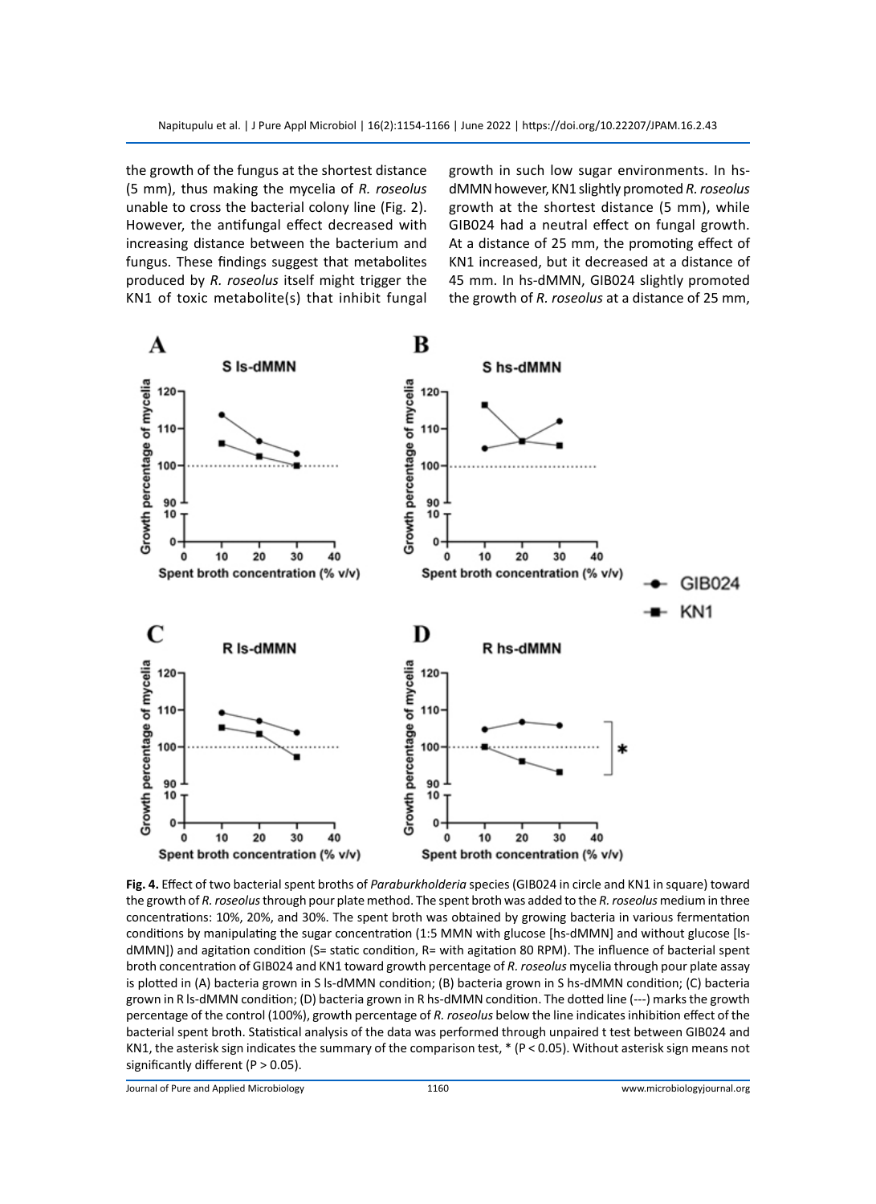the growth of the fungus at the shortest distance (5 mm), thus making the mycelia of *R. roseolus* unable to cross the bacterial colony line (Fig. 2). However, the antifungal effect decreased with increasing distance between the bacterium and fungus. These findings suggest that metabolites produced by *R. roseolus* itself might trigger the KN1 of toxic metabolite(s) that inhibit fungal growth in such low sugar environments. In hs-dMMN however, KN1 slightly promoted *R. roseolus* growth at the shortest distance (5 mm), while GIB024 had a neutral effect on fungal growth. At a distance of 25 mm, the promoting effect of KN1 increased, but it decreased at a distance of 45 mm. In hs-dMMN, GIB024 slightly promoted the growth of *R. roseolus* at a distance of 25 mm,

**Fig. 4.** Effect of two bacterial spent broths of *Paraburkholderia* species (GIB024 in circle and KN1 in square) toward the growth of *R. roseolus* through pour plate method. The spent broth was added to the *R. roseolus* medium in three concentrations: 10%, 20%, and 30%. The spent broth was obtained by growing bacteria in various fermentation conditions by manipulating the sugar concentration (1:5 MMN with glucose [hs-dMMN] and without glucose [ls-dMMN]) and agitation condition (S= static condition, R= with agitation 80 RPM). The influence of bacterial spent broth concentration of GIB024 and KN1 toward growth percentage of *R. roseolus* mycelia through pour plate assay is plotted in (A) bacteria grown in S ls-dMMN condition; (B) bacteria grown in S hs-dMMN condition; (C) bacteria grown in R ls-dMMN condition; (D) bacteria grown in R hs-dMMN condition. The dotted line (---) marks the growth percentage of the control (100%), growth percentage of *R. roseolus* below the line indicates inhibition effect of the bacterial spent broth. Statistical analysis of the data was performed through unpaired t test between GIB024 and KN1, the asterisk sign indicates the summary of the comparison test, * ($P < 0.05$). Without asterisk sign means not significantly different ($P > 0.05$).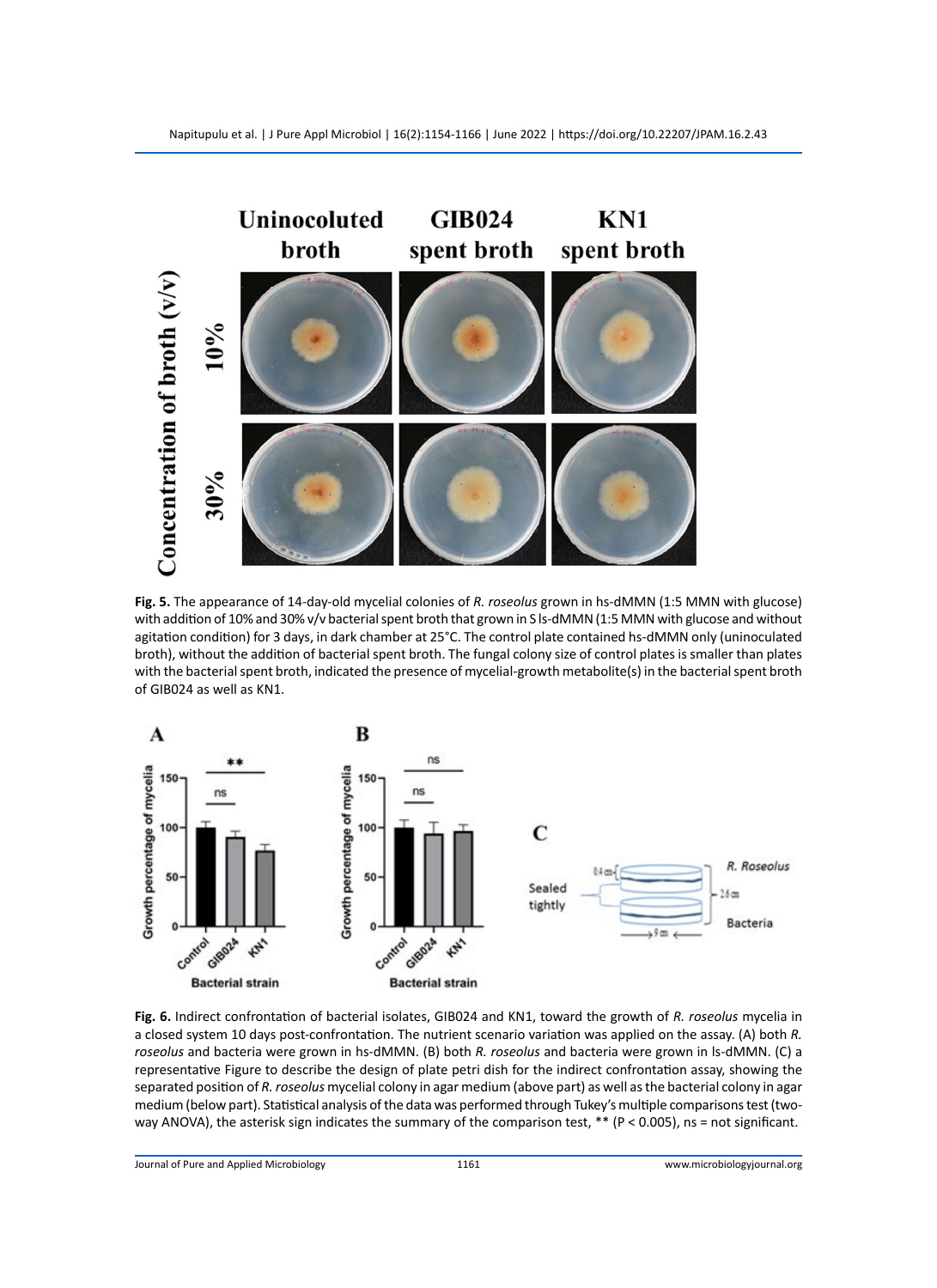**Fig. 5.** The appearance of 14-day-old mycelial colonies of *R. roseolus* grown in hs-dMMN (1:5 MMN with glucose) with addition of 10% and 30% v/v bacterial spent broth that grown in S ls-dMMN (1:5 MMN with glucose and without agitation condition) for 3 days, in dark chamber at 25°C. The control plate contained hs-dMMN only (uninoculated broth), without the addition of bacterial spent broth. The fungal colony size of control plates is smaller than plates with the bacterial spent broth, indicated the presence of mycelial-growth metabolite(s) in the bacterial spent broth of GIB024 as well as KN1.

**Fig. 6.** Indirect confrontation of bacterial isolates, GIB024 and KN1, toward the growth of *R. roseolus* mycelia in a closed system 10 days post-confrontation. The nutrient scenario variation was applied on the assay. (A) both *R. roseolus* and bacteria were grown in hs-dMMN. (B) both *R. roseolus* and bacteria were grown in ls-dMMN. (C) a representative Figure to describe the design of plate petri dish for the indirect confrontation assay, showing the separated position of *R. roseolus* mycelial colony in agar medium (above part) as well as the bacterial colony in agar medium (below part). Statistical analysis of the data was performed through Tukey's multiple comparisons test (two-way ANOVA), the asterisk sign indicates the summary of the comparison test, ** ($P < 0.005$), ns = not significant.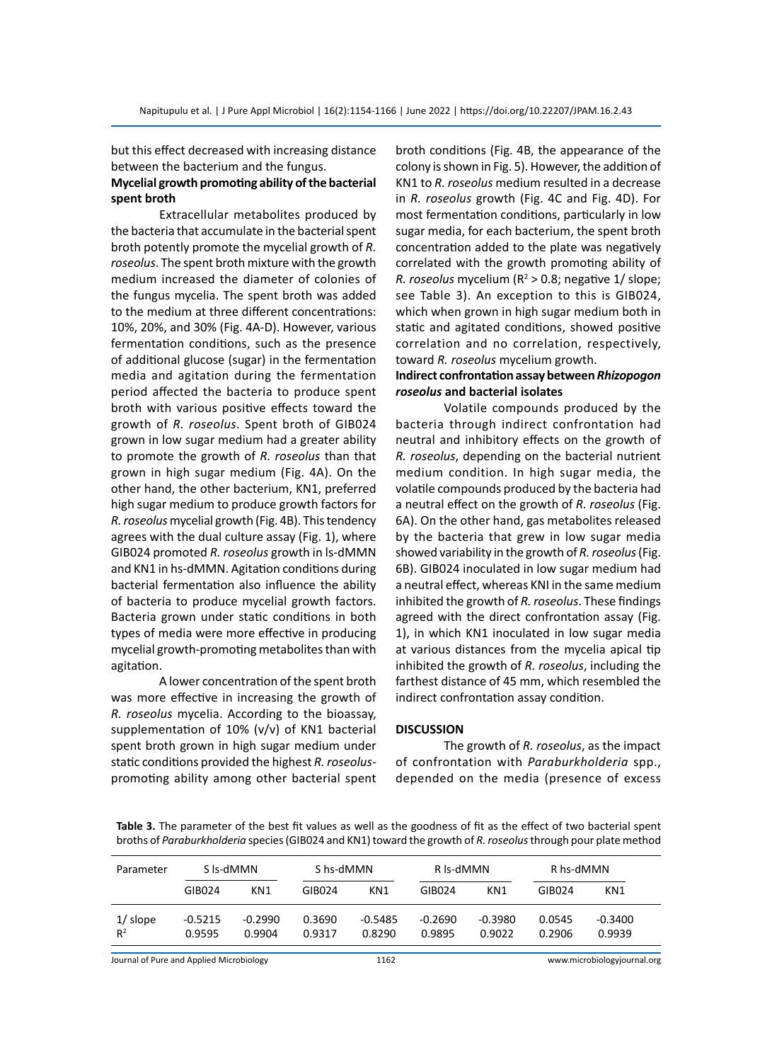but this effect decreased with increasing distance between the bacterium and the fungus.

**Mycelial growth promoting ability of the bacterial spent broth**

Extracellular metabolites produced by the bacteria that accumulate in the bacterial spent broth potently promote the mycelial growth of *R. roseolus*. The spent broth mixture with the growth medium increased the diameter of colonies of the fungus mycelia. The spent broth was added to the medium at three different concentrations: 10%, 20%, and 30% (Fig. 4A-D). However, various fermentation conditions, such as the presence of additional glucose (sugar) in the fermentation media and agitation during the fermentation period affected the bacteria to produce spent broth with various positive effects toward the growth of *R. roseolus*. Spent broth of GIB024 grown in low sugar medium had a greater ability to promote the growth of *R. roseolus* than that grown in high sugar medium (Fig. 4A). On the other hand, the other bacterium, KN1, preferred high sugar medium to produce growth factors for *R. roseolus* mycelial growth (Fig. 4B). This tendency agrees with the dual culture assay (Fig. 1), where GIB024 promoted *R. roseolus* growth in ls-dMMN and KN1 in hs-dMMN. Agitation conditions during bacterial fermentation also influence the ability of bacteria to produce mycelial growth factors. Bacteria grown under static conditions in both types of media were more effective in producing mycelial growth-promoting metabolites than with agitation.

A lower concentration of the spent broth was more effective in increasing the growth of *R. roseolus* mycelia. According to the bioassay, supplementation of 10% (v/v) of KN1 bacterial spent broth grown in high sugar medium under static conditions provided the highest *R. roseolus*-promoting ability among other bacterial spent broth conditions (Fig. 4B, the appearance of the colony is shown in Fig. 5). However, the addition of KN1 to *R. roseolus* medium resulted in a decrease in *R. roseolus* growth (Fig. 4C and Fig. 4D). For most fermentation conditions, particularly in low sugar media, for each bacterium, the spent broth concentration added to the plate was negatively correlated with the growth promoting ability of *R. roseolus* mycelium ($R^2 > 0.8$; negative 1/ slope; see Table 3). An exception to this is GIB024, which when grown in high sugar medium both in static and agitated conditions, showed positive correlation and no correlation, respectively, toward *R. roseolus* mycelium growth.

**Indirect confrontation assay between *Rhizopogon roseolus* and bacterial isolates**

Volatile compounds produced by the bacteria through indirect confrontation had neutral and inhibitory effects on the growth of *R. roseolus*, depending on the bacterial nutrient medium condition. In high sugar media, the volatile compounds produced by the bacteria had a neutral effect on the growth of *R. roseolus* (Fig. 6A). On the other hand, gas metabolites released by the bacteria that grew in low sugar media showed variability in the growth of *R. roseolus* (Fig. 6B). GIB024 inoculated in low sugar medium had a neutral effect, whereas KNI in the same medium inhibited the growth of *R. roseolus*. These findings agreed with the direct confrontation assay (Fig. 1), in which KN1 inoculated in low sugar media at various distances from the mycelia apical tip inhibited the growth of *R. roseolus*, including the farthest distance of 45 mm, which resembled the indirect confrontation assay condition.

## DISCUSSION

The growth of *R. roseolus*, as the impact of confrontation with *Paraburkholderia* spp., depended on the media (presence of excess

**Table 3.** The parameter of the best fit values as well as the goodness of fit as the effect of two bacterial spent broths of *Paraburkholderia* species (GIB024 and KN1) toward the growth of *R. roseolus* through pour plate method

| Parameter | S ls-dMMN | | S hs-dMMN | | R ls-dMMN | | R hs-dMMN | |
|---|---|---|---|---|---|---|---|---|
| | GIB024 | KN1 | GIB024 | KN1 | GIB024 | KN1 | GIB024 | KN1 |
| 1/ slope | -0.5215 | -0.2990 | 0.3690 | -0.5485 | -0.2690 | -0.3980 | 0.0545 | -0.3400 |
| $R^2$ | 0.9595 | 0.9904 | 0.9317 | 0.8290 | 0.9895 | 0.9022 | 0.2906 | 0.9939 |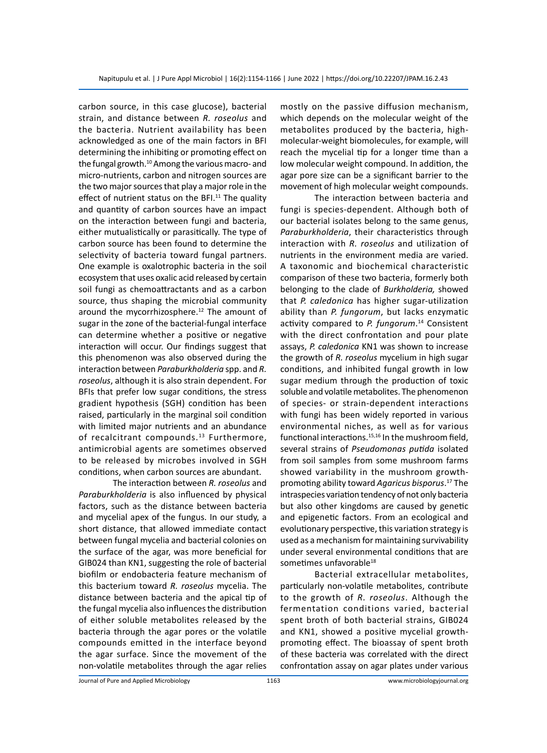carbon source, in this case glucose), bacterial strain, and distance between *R. roseolus* and the bacteria. Nutrient availability has been acknowledged as one of the main factors in BFI determining the inhibiting or promoting effect on the fungal growth.[10] Among the various macro- and micro-nutrients, carbon and nitrogen sources are the two major sources that play a major role in the effect of nutrient status on the BFI.[11] The quality and quantity of carbon sources have an impact on the interaction between fungi and bacteria, either mutualistically or parasitically. The type of carbon source has been found to determine the selectivity of bacteria toward fungal partners. One example is oxalotrophic bacteria in the soil ecosystem that uses oxalic acid released by certain soil fungi as chemoattractants and as a carbon source, thus shaping the microbial community around the mycorrhizosphere.[12] The amount of sugar in the zone of the bacterial-fungal interface can determine whether a positive or negative interaction will occur. Our findings suggest that this phenomenon was also observed during the interaction between *Paraburkholderia* spp. and *R. roseolus*, although it is also strain dependent. For BFIs that prefer low sugar conditions, the stress gradient hypothesis (SGH) condition has been raised, particularly in the marginal soil condition with limited major nutrients and an abundance of recalcitrant compounds.[13] Furthermore, antimicrobial agents are sometimes observed to be released by microbes involved in SGH conditions, when carbon sources are abundant.

The interaction between *R. roseolus* and *Paraburkholderia* is also influenced by physical factors, such as the distance between bacteria and mycelial apex of the fungus. In our study, a short distance, that allowed immediate contact between fungal mycelia and bacterial colonies on the surface of the agar, was more beneficial for GIB024 than KN1, suggesting the role of bacterial biofilm or endobacteria feature mechanism of this bacterium toward *R. roseolus* mycelia. The distance between bacteria and the apical tip of the fungal mycelia also influences the distribution of either soluble metabolites released by the bacteria through the agar pores or the volatile compounds emitted in the interface beyond the agar surface. Since the movement of the non-volatile metabolites through the agar relies mostly on the passive diffusion mechanism, which depends on the molecular weight of the metabolites produced by the bacteria, high-molecular-weight biomolecules, for example, will reach the mycelial tip for a longer time than a low molecular weight compound. In addition, the agar pore size can be a significant barrier to the movement of high molecular weight compounds.

The interaction between bacteria and fungi is species-dependent. Although both of our bacterial isolates belong to the same genus, *Paraburkholderia*, their characteristics through interaction with *R. roseolus* and utilization of nutrients in the environment media are varied. A taxonomic and biochemical characteristic comparison of these two bacteria, formerly both belonging to the clade of *Burkholderia,* showed that *P. caledonica* has higher sugar-utilization ability than *P. fungorum*, but lacks enzymatic activity compared to *P. fungorum*.[14] Consistent with the direct confrontation and pour plate assays, *P. caledonica* KN1 was shown to increase the growth of *R. roseolus* mycelium in high sugar conditions, and inhibited fungal growth in low sugar medium through the production of toxic soluble and volatile metabolites. The phenomenon of species- or strain-dependent interactions with fungi has been widely reported in various environmental niches, as well as for various functional interactions.[15,16] In the mushroom field, several strains of *Pseudomonas putida* isolated from soil samples from some mushroom farms showed variability in the mushroom growth-promoting ability toward *Agaricus bisporus*.[17] The intraspecies variation tendency of not only bacteria but also other kingdoms are caused by genetic and epigenetic factors. From an ecological and evolutionary perspective, this variation strategy is used as a mechanism for maintaining survivability under several environmental conditions that are sometimes unfavorable[18]

Bacterial extracellular metabolites, particularly non-volatile metabolites, contribute to the growth of *R. roseolus*. Although the fermentation conditions varied, bacterial spent broth of both bacterial strains, GIB024 and KN1, showed a positive mycelial growth-promoting effect. The bioassay of spent broth of these bacteria was correlated with the direct confrontation assay on agar plates under various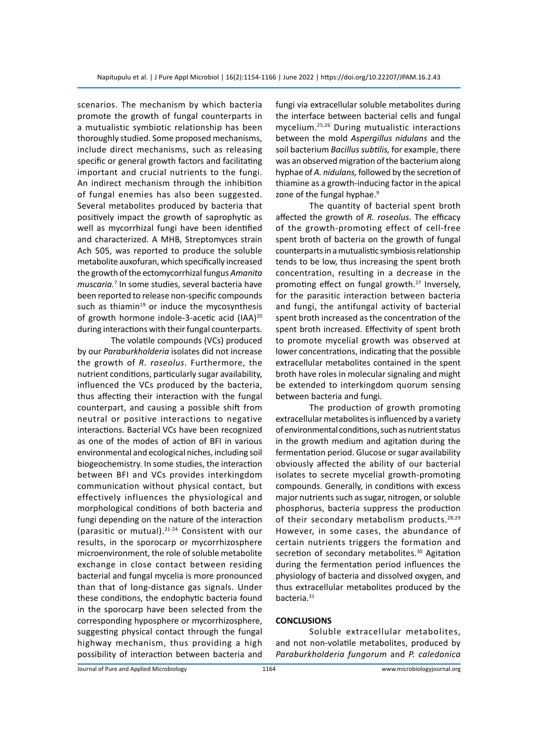scenarios. The mechanism by which bacteria promote the growth of fungal counterparts in a mutualistic symbiotic relationship has been thoroughly studied. Some proposed mechanisms, include direct mechanisms, such as releasing specific or general growth factors and facilitating important and crucial nutrients to the fungi. An indirect mechanism through the inhibition of fungal enemies has also been suggested. Several metabolites produced by bacteria that positively impact the growth of saprophytic as well as mycorrhizal fungi have been identified and characterized. A MHB, Streptomyces strain Ach 505, was reported to produce the soluble metabolite auxofuran, which specifically increased the growth of the ectomycorrhizal fungus *Amanita muscaria.*[7] In some studies, several bacteria have been reported to release non-specific compounds such as thiamin[19] or induce the mycosynthesis of growth hormone indole-3-acetic acid (IAA)[20] during interactions with their fungal counterparts.

The volatile compounds (VCs) produced by our *Paraburkholderia* isolates did not increase the growth of *R. roseolus*. Furthermore, the nutrient conditions, particularly sugar availability, influenced the VCs produced by the bacteria, thus affecting their interaction with the fungal counterpart, and causing a possible shift from neutral or positive interactions to negative interactions. Bacterial VCs have been recognized as one of the modes of action of BFI in various environmental and ecological niches, including soil biogeochemistry. In some studies, the interaction between BFI and VCs provides interkingdom communication without physical contact, but effectively influences the physiological and morphological conditions of both bacteria and fungi depending on the nature of the interaction (parasitic or mutual).[21-24] Consistent with our results, in the sporocarp or mycorrhizosphere microenvironment, the role of soluble metabolite exchange in close contact between residing bacterial and fungal mycelia is more pronounced than that of long-distance gas signals. Under these conditions, the endophytic bacteria found in the sporocarp have been selected from the corresponding hyposphere or mycorrhizosphere, suggesting physical contact through the fungal highway mechanism, thus providing a high possibility of interaction between bacteria and fungi via extracellular soluble metabolites during the interface between bacterial cells and fungal mycelium.[25,26] During mutualistic interactions between the mold *Aspergillus nidulans* and the soil bacterium *Bacillus subtilis,* for example, there was an observed migration of the bacterium along hyphae of *A. nidulans,* followed by the secretion of thiamine as a growth-inducing factor in the apical zone of the fungal hyphae.[9]

The quantity of bacterial spent broth affected the growth of *R. roseolus*. The efficacy of the growth-promoting effect of cell-free spent broth of bacteria on the growth of fungal counterparts in a mutualistic symbiosis relationship tends to be low, thus increasing the spent broth concentration, resulting in a decrease in the promoting effect on fungal growth.[27] Inversely, for the parasitic interaction between bacteria and fungi, the antifungal activity of bacterial spent broth increased as the concentration of the spent broth increased. Effectivity of spent broth to promote mycelial growth was observed at lower concentrations, indicating that the possible extracellular metabolites contained in the spent broth have roles in molecular signaling and might be extended to interkingdom quorum sensing between bacteria and fungi.

The production of growth promoting extracellular metabolites is influenced by a variety of environmental conditions, such as nutrient status in the growth medium and agitation during the fermentation period. Glucose or sugar availability obviously affected the ability of our bacterial isolates to secrete mycelial growth-promoting compounds. Generally, in conditions with excess major nutrients such as sugar, nitrogen, or soluble phosphorus, bacteria suppress the production of their secondary metabolism products.[28,29] However, in some cases, the abundance of certain nutrients triggers the formation and secretion of secondary metabolites.[30] Agitation during the fermentation period influences the physiology of bacteria and dissolved oxygen, and thus extracellular metabolites produced by the bacteria.[31]

## CONCLUSIONS

Soluble extracellular metabolites, and not non-volatile metabolites, produced by *Paraburkholderia fungorum* and *P. caledonica*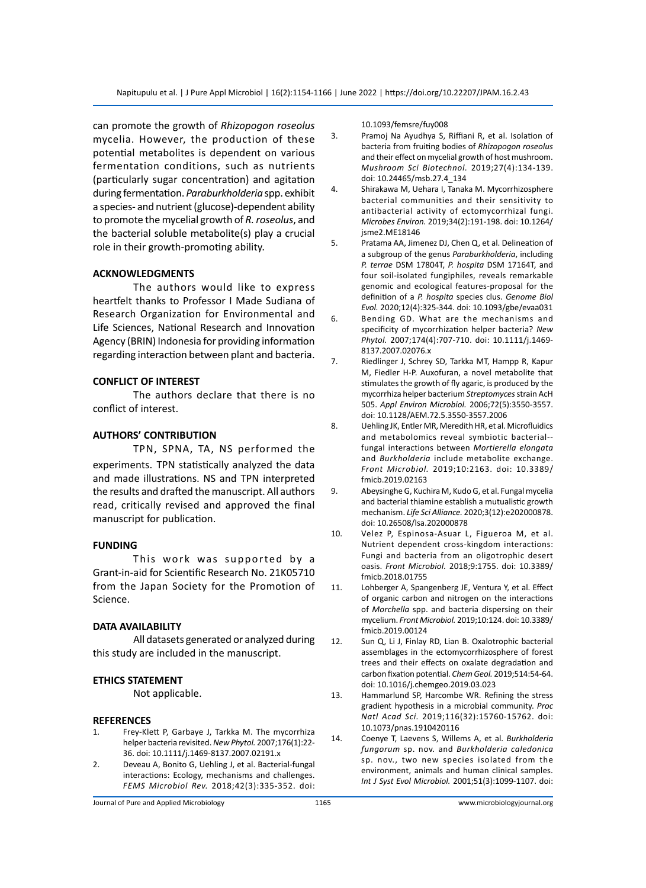can promote the growth of *Rhizopogon roseolus* mycelia. However, the production of these potential metabolites is dependent on various fermentation conditions, such as nutrients (particularly sugar concentration) and agitation during fermentation. *Paraburkholderia* spp. exhibit a species- and nutrient (glucose)-dependent ability to promote the mycelial growth of *R. roseolus*, and the bacterial soluble metabolite(s) play a crucial role in their growth-promoting ability.

## ACKNOWLEDGMENTS

The authors would like to express heartfelt thanks to Professor I Made Sudiana of Research Organization for Environmental and Life Sciences, National Research and Innovation Agency (BRIN) Indonesia for providing information regarding interaction between plant and bacteria.

## CONFLICT OF INTEREST

The authors declare that there is no conflict of interest.

## AUTHORS' CONTRIBUTION

TPN, SPNA, TA, NS performed the experiments. TPN statistically analyzed the data and made illustrations. NS and TPN interpreted the results and drafted the manuscript. All authors read, critically revised and approved the final manuscript for publication.

## FUNDING

This work was supported by a Grant-in-aid for Scientific Research No. 21K05710 from the Japan Society for the Promotion of Science.

## DATA AVAILABILITY

All datasets generated or analyzed during this study are included in the manuscript.

## ETHICS STATEMENT

Not applicable.

## REFERENCES

1. Frey-Klett P, Garbaye J, Tarkka M. The mycorrhiza helper bacteria revisited. *New Phytol.* 2007;176(1):22-36. doi: 10.1111/j.1469-8137.2007.02191.x
2. Deveau A, Bonito G, Uehling J, et al. Bacterial-fungal interactions: Ecology, mechanisms and challenges. *FEMS Microbiol Rev.* 2018;42(3):335-352. doi: 10.1093/femsre/fuy008
3. Pramoj Na Ayudhya S, Riffiani R, et al. Isolation of bacteria from fruiting bodies of *Rhizopogon roseolus* and their effect on mycelial growth of host mushroom. *Mushroom Sci Biotechnol.* 2019;27(4):134-139. doi: 10.24465/msb.27.4_134
4. Shirakawa M, Uehara I, Tanaka M. Mycorrhizosphere bacterial communities and their sensitivity to antibacterial activity of ectomycorrhizal fungi. *Microbes Environ.* 2019;34(2):191-198. doi: 10.1264/jsme2.ME18146
5. Pratama AA, Jimenez DJ, Chen Q, et al. Delineation of a subgroup of the genus *Paraburkholderia*, including *P. terrae* DSM 17804T, *P. hospita* DSM 17164T, and four soil-isolated fungiphiles, reveals remarkable genomic and ecological features-proposal for the definition of a *P. hospita* species clus. *Genome Biol Evol.* 2020;12(4):325-344. doi: 10.1093/gbe/evaa031
6. Bending GD. What are the mechanisms and specificity of mycorrhization helper bacteria? *New Phytol.* 2007;174(4):707-710. doi: 10.1111/j.1469-8137.2007.02076.x
7. Riedlinger J, Schrey SD, Tarkka MT, Hampp R, Kapur M, Fiedler H-P. Auxofuran, a novel metabolite that stimulates the growth of fly agaric, is produced by the mycorrhiza helper bacterium *Streptomyces* strain AcH 505. *Appl Environ Microbiol.* 2006;72(5):3550-3557. doi: 10.1128/AEM.72.5.3550-3557.2006
8. Uehling JK, Entler MR, Meredith HR, et al. Microfluidics and metabolomics reveal symbiotic bacterial--fungal interactions between *Mortierella elongata* and *Burkholderia* include metabolite exchange. *Front Microbiol.* 2019;10:2163. doi: 10.3389/fmicb.2019.02163
9. Abeysinghe G, Kuchira M, Kudo G, et al. Fungal mycelia and bacterial thiamine establish a mutualistic growth mechanism. *Life Sci Alliance.* 2020;3(12):e202000878. doi: 10.26508/lsa.202000878
10. Velez P, Espinosa-Asuar L, Figueroa M, et al. Nutrient dependent cross-kingdom interactions: Fungi and bacteria from an oligotrophic desert oasis. *Front Microbiol.* 2018;9:1755. doi: 10.3389/fmicb.2018.01755
11. Lohberger A, Spangenberg JE, Ventura Y, et al. Effect of organic carbon and nitrogen on the interactions of *Morchella* spp. and bacteria dispersing on their mycelium. *Front Microbiol.* 2019;10:124. doi: 10.3389/fmicb.2019.00124
12. Sun Q, Li J, Finlay RD, Lian B. Oxalotrophic bacterial assemblages in the ectomycorrhizosphere of forest trees and their effects on oxalate degradation and carbon fixation potential. *Chem Geol.* 2019;514:54-64. doi: 10.1016/j.chemgeo.2019.03.023
13. Hammarlund SP, Harcombe WR. Refining the stress gradient hypothesis in a microbial community. *Proc Natl Acad Sci.* 2019;116(32):15760-15762. doi: 10.1073/pnas.1910420116
14. Coenye T, Laevens S, Willems A, et al. *Burkholderia fungorum* sp. nov. and *Burkholderia caledonica* sp. nov., two new species isolated from the environment, animals and human clinical samples. *Int J Syst Evol Microbiol.* 2001;51(3):1099-1107. doi: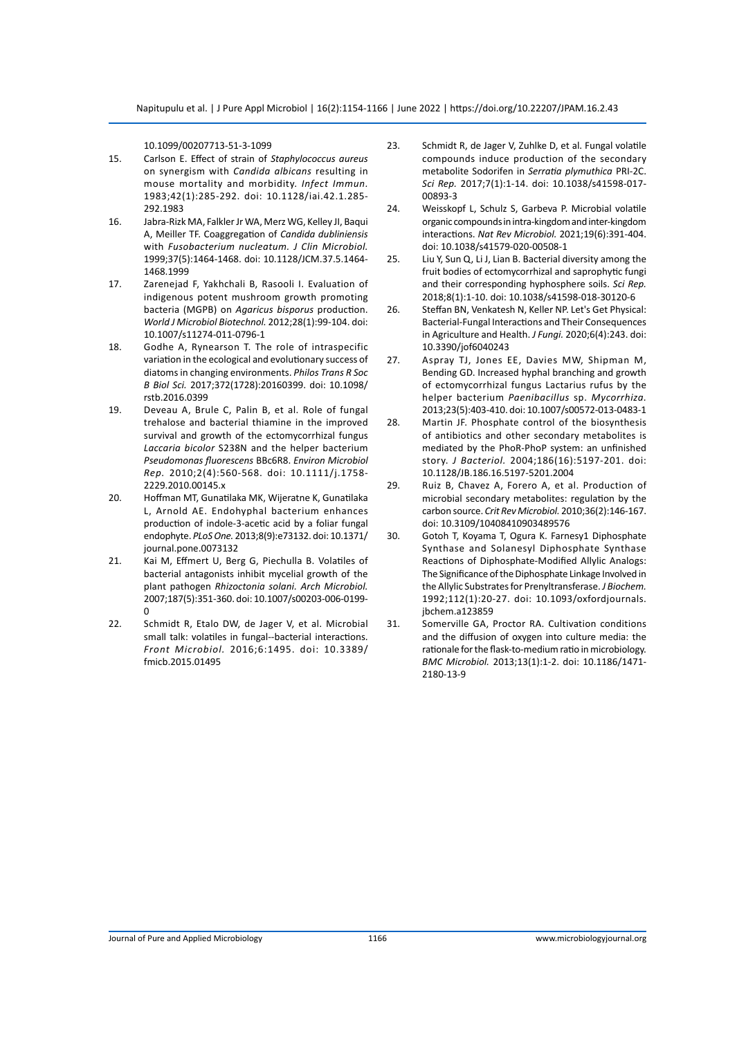10.1099/00207713-51-3-1099

15. Carlson E. Effect of strain of *Staphylococcus aureus* on synergism with *Candida albicans* resulting in mouse mortality and morbidity. *Infect Immun.* 1983;42(1):285-292. doi: 10.1128/iai.42.1.285-292.1983
16. Jabra-Rizk MA, Falkler Jr WA, Merz WG, Kelley JI, Baqui A, Meiller TF. Coaggregation of *Candida dubliniensis* with *Fusobacterium nucleatum*. *J Clin Microbiol.* 1999;37(5):1464-1468. doi: 10.1128/JCM.37.5.1464-1468.1999
17. Zarenejad F, Yakhchali B, Rasooli I. Evaluation of indigenous potent mushroom growth promoting bacteria (MGPB) on *Agaricus bisporus* production. *World J Microbiol Biotechnol.* 2012;28(1):99-104. doi: 10.1007/s11274-011-0796-1
18. Godhe A, Rynearson T. The role of intraspecific variation in the ecological and evolutionary success of diatoms in changing environments. *Philos Trans R Soc B Biol Sci.* 2017;372(1728):20160399. doi: 10.1098/rstb.2016.0399
19. Deveau A, Brule C, Palin B, et al. Role of fungal trehalose and bacterial thiamine in the improved survival and growth of the ectomycorrhizal fungus *Laccaria bicolor* S238N and the helper bacterium *Pseudomonas fluorescens* BBc6R8. *Environ Microbiol Rep.* 2010;2(4):560-568. doi: 10.1111/j.1758-2229.2010.00145.x
20. Hoffman MT, Gunatilaka MK, Wijeratne K, Gunatilaka L, Arnold AE. Endohyphal bacterium enhances production of indole-3-acetic acid by a foliar fungal endophyte. *PLoS One.* 2013;8(9):e73132. doi: 10.1371/journal.pone.0073132
21. Kai M, Effmert U, Berg G, Piechulla B. Volatiles of bacterial antagonists inhibit mycelial growth of the plant pathogen *Rhizoctonia solani*. *Arch Microbiol.* 2007;187(5):351-360. doi: 10.1007/s00203-006-0199-0
22. Schmidt R, Etalo DW, de Jager V, et al. Microbial small talk: volatiles in fungal--bacterial interactions. *Front Microbiol.* 2016;6:1495. doi: 10.3389/fmicb.2015.01495
23. Schmidt R, de Jager V, Zuhlke D, et al. Fungal volatile compounds induce production of the secondary metabolite Sodorifen in *Serratia plymuthica* PRI-2C. *Sci Rep.* 2017;7(1):1-14. doi: 10.1038/s41598-017-00893-3
24. Weisskopf L, Schulz S, Garbeva P. Microbial volatile organic compounds in intra-kingdom and inter-kingdom interactions. *Nat Rev Microbiol.* 2021;19(6):391-404. doi: 10.1038/s41579-020-00508-1
25. Liu Y, Sun Q, Li J, Lian B. Bacterial diversity among the fruit bodies of ectomycorrhizal and saprophytic fungi and their corresponding hyphosphere soils. *Sci Rep.* 2018;8(1):1-10. doi: 10.1038/s41598-018-30120-6
26. Steffan BN, Venkatesh N, Keller NP. Let's Get Physical: Bacterial-Fungal Interactions and Their Consequences in Agriculture and Health. *J Fungi.* 2020;6(4):243. doi: 10.3390/jof6040243
27. Aspray TJ, Jones EE, Davies MW, Shipman M, Bending GD. Increased hyphal branching and growth of ectomycorrhizal fungus Lactarius rufus by the helper bacterium *Paenibacillus* sp. *Mycorrhiza.* 2013;23(5):403-410. doi: 10.1007/s00572-013-0483-1
28. Martin JF. Phosphate control of the biosynthesis of antibiotics and other secondary metabolites is mediated by the PhoR-PhoP system: an unfinished story. *J Bacteriol.* 2004;186(16):5197-201. doi: 10.1128/JB.186.16.5197-5201.2004
29. Ruiz B, Chavez A, Forero A, et al. Production of microbial secondary metabolites: regulation by the carbon source. *Crit Rev Microbiol.* 2010;36(2):146-167. doi: 10.3109/10408410903489576
30. Gotoh T, Koyama T, Ogura K. Farnesy1 Diphosphate Synthase and Solanesyl Diphosphate Synthase Reactions of Diphosphate-Modified Allylic Analogs: The Significance of the Diphosphate Linkage Involved in the Allylic Substrates for Prenyltransferase. *J Biochem.* 1992;112(1):20-27. doi: 10.1093/oxfordjournals.jbchem.a123859
31. Somerville GA, Proctor RA. Cultivation conditions and the diffusion of oxygen into culture media: the rationale for the flask-to-medium ratio in microbiology. *BMC Microbiol.* 2013;13(1):1-2. doi: 10.1186/1471-2180-13-9